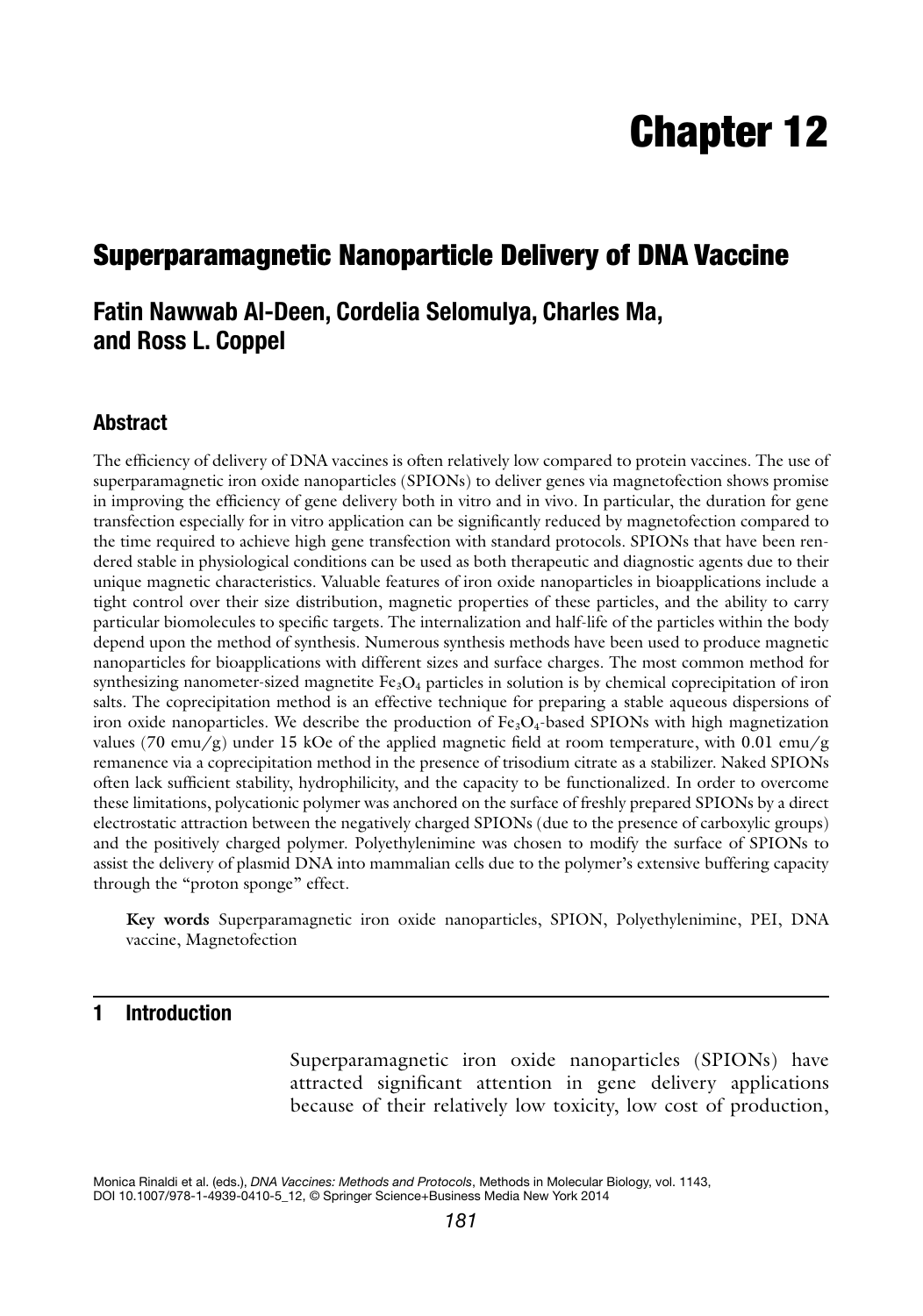# Chapter 12

## Superparamagnetic Nanoparticle Delivery of DNA Vaccine

**Fatin Nawwab Al-Deen, Cordelia Selomulya, Charles Ma, and Ross L. Coppel**

### Abstract

The efficiency of delivery of DNA vaccines is often relatively low compared to protein vaccines. The use of superparamagnetic iron oxide nanoparticles (SPIONs) to deliver genes via magnetofection shows promise in improving the efficiency of gene delivery both in vitro and in vivo. In particular, the duration for gene transfection especially for in vitro application can be significantly reduced by magnetofection compared to the time required to achieve high gene transfection with standard protocols. SPIONs that have been rendered stable in physiological conditions can be used as both therapeutic and diagnostic agents due to their unique magnetic characteristics. Valuable features of iron oxide nanoparticles in bioapplications include a tight control over their size distribution, magnetic properties of these particles, and the ability to carry particular biomolecules to specific targets. The internalization and half-life of the particles within the body depend upon the method of synthesis. Numerous synthesis methods have been used to produce magnetic nanoparticles for bioapplications with different sizes and surface charges. The most common method for synthesizing nanometer-sized magnetite $Fe_3O_4$ particles in solution is by chemical coprecipitation of iron salts. The coprecipitation method is an effective technique for preparing a stable aqueous dispersions of iron oxide nanoparticles. We describe the production of $Fe_3O_4$-based SPIONs with high magnetization values (70 emu/g) under 15 kOe of the applied magnetic field at room temperature, with 0.01 emu/g remanence via a coprecipitation method in the presence of trisodium citrate as a stabilizer. Naked SPIONs often lack sufficient stability, hydrophilicity, and the capacity to be functionalized. In order to overcome these limitations, polycationic polymer was anchored on the surface of freshly prepared SPIONs by a direct electrostatic attraction between the negatively charged SPIONs (due to the presence of carboxylic groups) and the positively charged polymer. Polyethylenimine was chosen to modify the surface of SPIONs to assist the delivery of plasmid DNA into mammalian cells due to the polymer's extensive buffering capacity through the "proton sponge" effect.

**Key words** Superparamagnetic iron oxide nanoparticles, SPION, Polyethylenimine, PEI, DNA vaccine, Magnetofection

## 1 Introduction

Superparamagnetic iron oxide nanoparticles (SPIONs) have attracted significant attention in gene delivery applications because of their relatively low toxicity, low cost of production,

Monica Rinaldi et al. (eds.), *DNA Vaccines: Methods and Protocols*, Methods in Molecular Biology, vol. 1143, DOI 10.1007/978-1-4939-0410-5_12, © Springer Science+Business Media New York 2014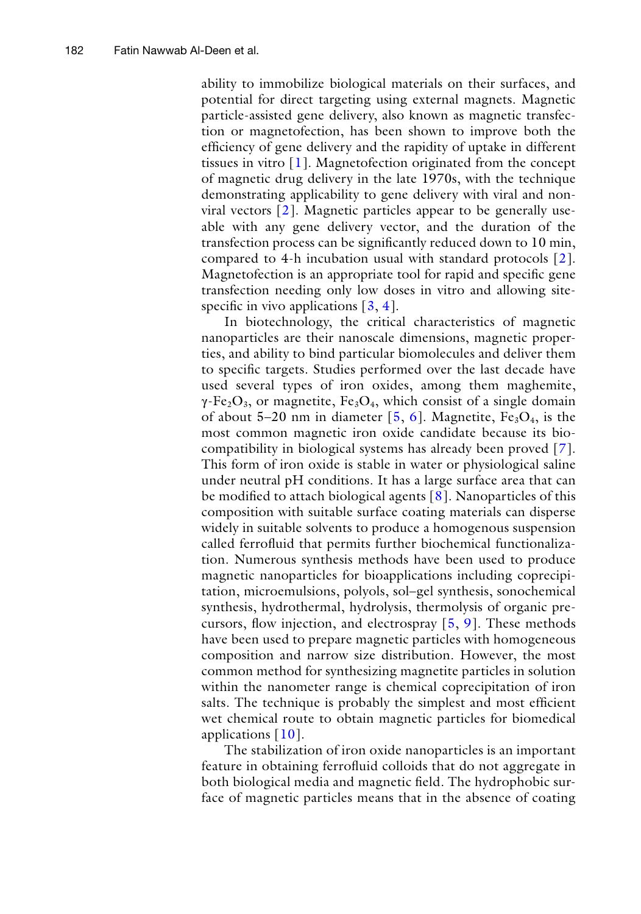ability to immobilize biological materials on their surfaces, and potential for direct targeting using external magnets. Magnetic particle-assisted gene delivery, also known as magnetic transfection or magnetofection, has been shown to improve both the efficiency of gene delivery and the rapidity of uptake in different tissues in vitro [1]. Magnetofection originated from the concept of magnetic drug delivery in the late 1970s, with the technique demonstrating applicability to gene delivery with viral and non-viral vectors [2]. Magnetic particles appear to be generally useable with any gene delivery vector, and the duration of the transfection process can be significantly reduced down to 10 min, compared to 4-h incubation usual with standard protocols [2]. Magnetofection is an appropriate tool for rapid and specific gene transfection needing only low doses in vitro and allowing site-specific in vivo applications [3, 4].

In biotechnology, the critical characteristics of magnetic nanoparticles are their nanoscale dimensions, magnetic properties, and ability to bind particular biomolecules and deliver them to specific targets. Studies performed over the last decade have used several types of iron oxides, among them maghemite, $\gamma$-$Fe_2O_3$, or magnetite, $Fe_3O_4$, which consist of a single domain of about 5–20 nm in diameter [5, 6]. Magnetite, $Fe_3O_4$, is the most common magnetic iron oxide candidate because its biocompatibility in biological systems has already been proved [7]. This form of iron oxide is stable in water or physiological saline under neutral pH conditions. It has a large surface area that can be modified to attach biological agents [8]. Nanoparticles of this composition with suitable surface coating materials can disperse widely in suitable solvents to produce a homogenous suspension called ferrofluid that permits further biochemical functionalization. Numerous synthesis methods have been used to produce magnetic nanoparticles for bioapplications including coprecipitation, microemulsions, polyols, sol–gel synthesis, sonochemical synthesis, hydrothermal, hydrolysis, thermolysis of organic precursors, flow injection, and electrospray [5, 9]. These methods have been used to prepare magnetic particles with homogeneous composition and narrow size distribution. However, the most common method for synthesizing magnetite particles in solution within the nanometer range is chemical coprecipitation of iron salts. The technique is probably the simplest and most efficient wet chemical route to obtain magnetic particles for biomedical applications [10].

The stabilization of iron oxide nanoparticles is an important feature in obtaining ferrofluid colloids that do not aggregate in both biological media and magnetic field. The hydrophobic surface of magnetic particles means that in the absence of coating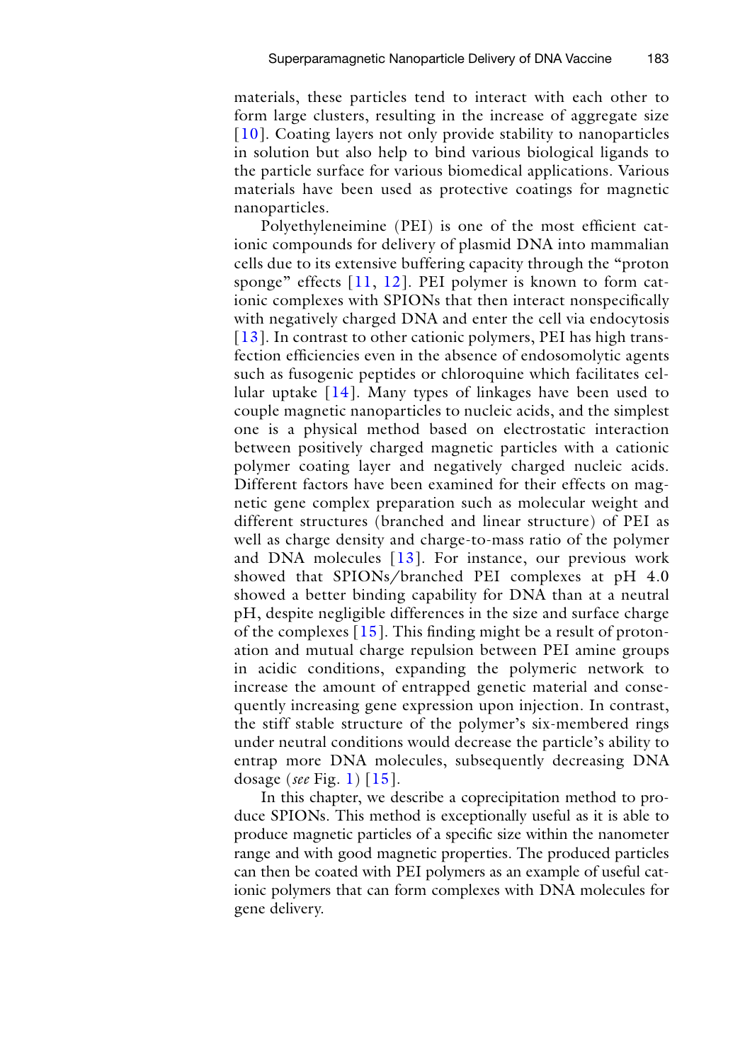materials, these particles tend to interact with each other to form large clusters, resulting in the increase of aggregate size [10]. Coating layers not only provide stability to nanoparticles in solution but also help to bind various biological ligands to the particle surface for various biomedical applications. Various materials have been used as protective coatings for magnetic nanoparticles.

Polyethyleneimine (PEI) is one of the most efficient cationic compounds for delivery of plasmid DNA into mammalian cells due to its extensive buffering capacity through the "proton sponge" effects [11, 12]. PEI polymer is known to form cationic complexes with SPIONs that then interact nonspecifically with negatively charged DNA and enter the cell via endocytosis [13]. In contrast to other cationic polymers, PEI has high transfection efficiencies even in the absence of endosomolytic agents such as fusogenic peptides or chloroquine which facilitates cellular uptake [14]. Many types of linkages have been used to couple magnetic nanoparticles to nucleic acids, and the simplest one is a physical method based on electrostatic interaction between positively charged magnetic particles with a cationic polymer coating layer and negatively charged nucleic acids. Different factors have been examined for their effects on magnetic gene complex preparation such as molecular weight and different structures (branched and linear structure) of PEI as well as charge density and charge-to-mass ratio of the polymer and DNA molecules [13]. For instance, our previous work showed that SPIONs/branched PEI complexes at pH 4.0 showed a better binding capability for DNA than at a neutral pH, despite negligible differences in the size and surface charge of the complexes [15]. This finding might be a result of protonation and mutual charge repulsion between PEI amine groups in acidic conditions, expanding the polymeric network to increase the amount of entrapped genetic material and consequently increasing gene expression upon injection. In contrast, the stiff stable structure of the polymer's six-membered rings under neutral conditions would decrease the particle's ability to entrap more DNA molecules, subsequently decreasing DNA dosage (*see* Fig. 1) [15].

In this chapter, we describe a coprecipitation method to produce SPIONs. This method is exceptionally useful as it is able to produce magnetic particles of a specific size within the nanometer range and with good magnetic properties. The produced particles can then be coated with PEI polymers as an example of useful cationic polymers that can form complexes with DNA molecules for gene delivery.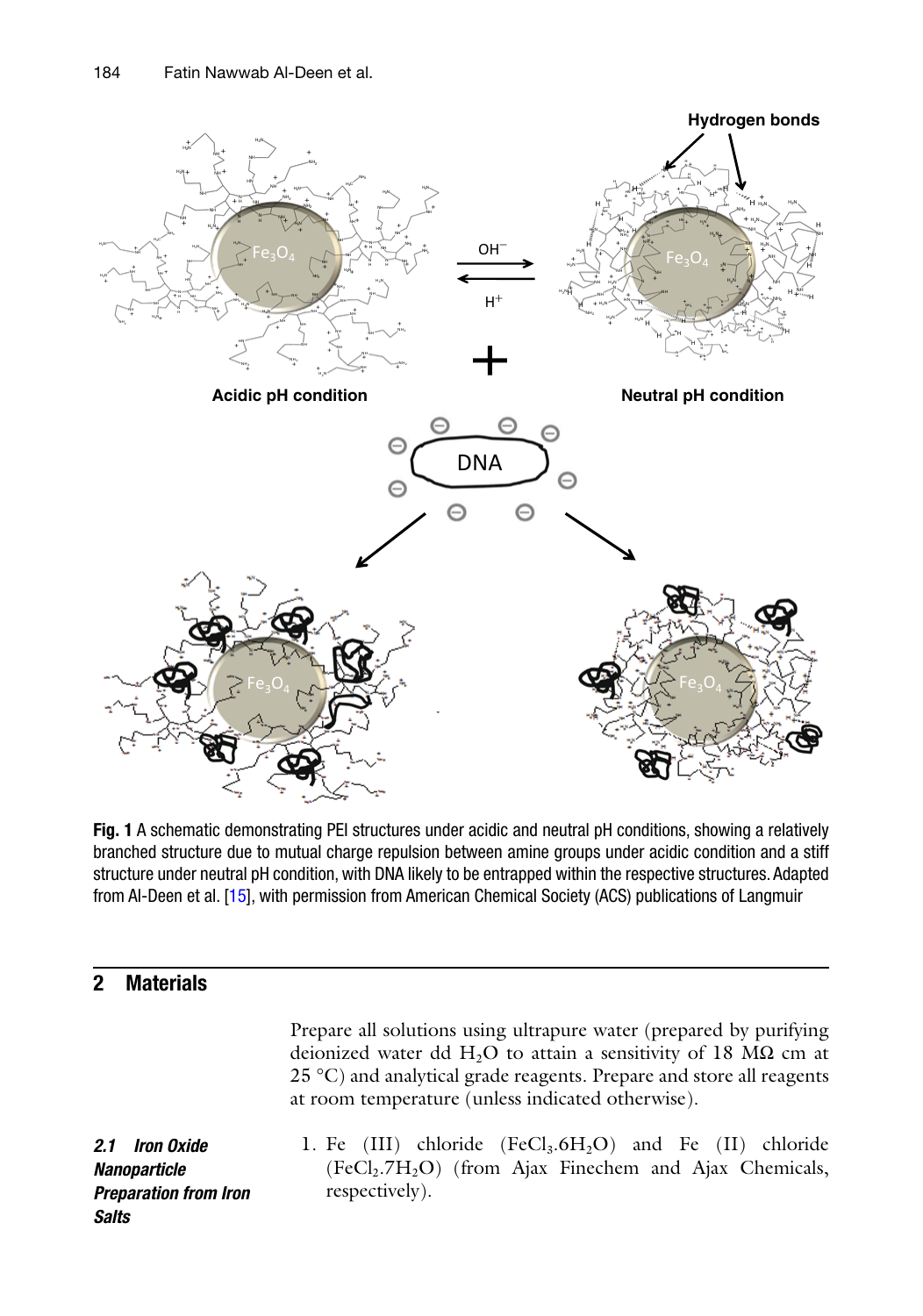**Fig. 1** A schematic demonstrating PEI structures under acidic and neutral pH conditions, showing a relatively branched structure due to mutual charge repulsion between amine groups under acidic condition and a stiff structure under neutral pH condition, with DNA likely to be entrapped within the respective structures. Adapted from Al-Deen et al. [15], with permission from American Chemical Society (ACS) publications of Langmuir

## 2 Materials

Prepare all solutions using ultrapure water (prepared by purifying deionized water dd $H_2O$ to attain a sensitivity of 18 MΩ cm at 25 °C) and analytical grade reagents. Prepare and store all reagents at room temperature (unless indicated otherwise).

### 2.1 Iron Oxide Nanoparticle Preparation from Iron Salts

1. Fe (III) chloride ($FeCl_3.6H_2O$) and Fe (II) chloride ($FeCl_2.7H_2O$) (from Ajax Finechem and Ajax Chemicals, respectively).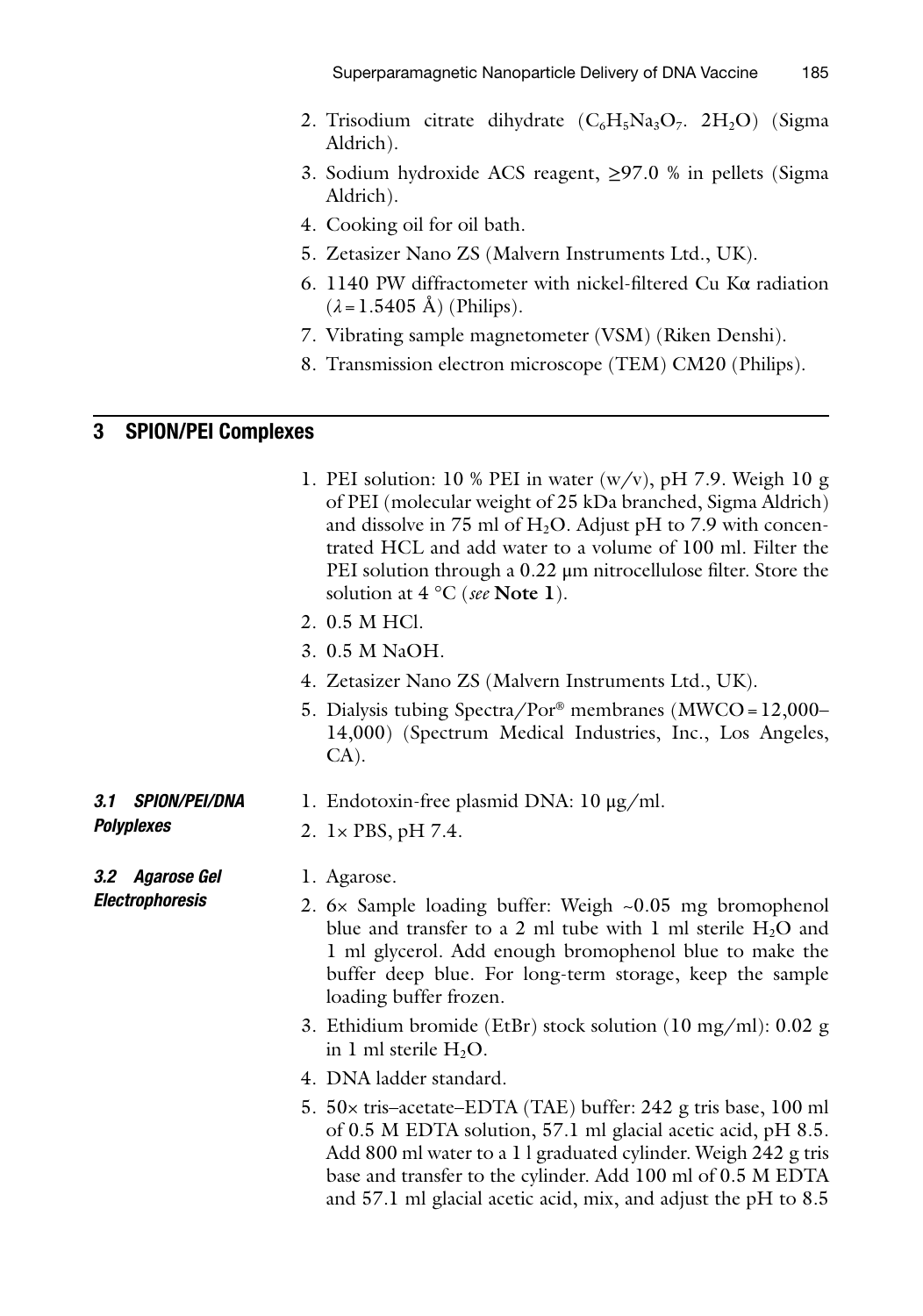2. Trisodium citrate dihydrate ($C_6H_5Na_3O_7$. $2H_2O$) (Sigma Aldrich).
3. Sodium hydroxide ACS reagent, ≥97.0 % in pellets (Sigma Aldrich).
4. Cooking oil for oil bath.
5. Zetasizer Nano ZS (Malvern Instruments Ltd., UK).
6. 1140 PW diffractometer with nickel-filtered Cu Kα radiation ($\lambda = 1.5405$ Å) (Philips).
7. Vibrating sample magnetometer (VSM) (Riken Denshi).
8. Transmission electron microscope (TEM) CM20 (Philips).

## 3 SPION/PEI Complexes

1. PEI solution: 10 % PEI in water (w/v), pH 7.9. Weigh 10 g of PEI (molecular weight of 25 kDa branched, Sigma Aldrich) and dissolve in 75 ml of $H_2O$. Adjust pH to 7.9 with concentrated HCL and add water to a volume of 100 ml. Filter the PEI solution through a 0.22 μm nitrocellulose filter. Store the solution at 4 °C (*see* **Note 1**).
2. 0.5 M HCl.
3. 0.5 M NaOH.
4. Zetasizer Nano ZS (Malvern Instruments Ltd., UK).
5. Dialysis tubing Spectra/Por® membranes (MWCO = 12,000–14,000) (Spectrum Medical Industries, Inc., Los Angeles, CA).

### 3.1 SPION/PEI/DNA Polyplexes

1. Endotoxin-free plasmid DNA: 10 μg/ml.
2. 1× PBS, pH 7.4.

### 3.2 Agarose Gel Electrophoresis

1. Agarose.
2. 6× Sample loading buffer: Weigh ~0.05 mg bromophenol blue and transfer to a 2 ml tube with 1 ml sterile $H_2O$ and 1 ml glycerol. Add enough bromophenol blue to make the buffer deep blue. For long-term storage, keep the sample loading buffer frozen.
3. Ethidium bromide (EtBr) stock solution (10 mg/ml): 0.02 g in 1 ml sterile $H_2O$.
4. DNA ladder standard.
5. 50× tris–acetate–EDTA (TAE) buffer: 242 g tris base, 100 ml of 0.5 M EDTA solution, 57.1 ml glacial acetic acid, pH 8.5. Add 800 ml water to a 1 l graduated cylinder. Weigh 242 g tris base and transfer to the cylinder. Add 100 ml of 0.5 M EDTA and 57.1 ml glacial acetic acid, mix, and adjust the pH to 8.5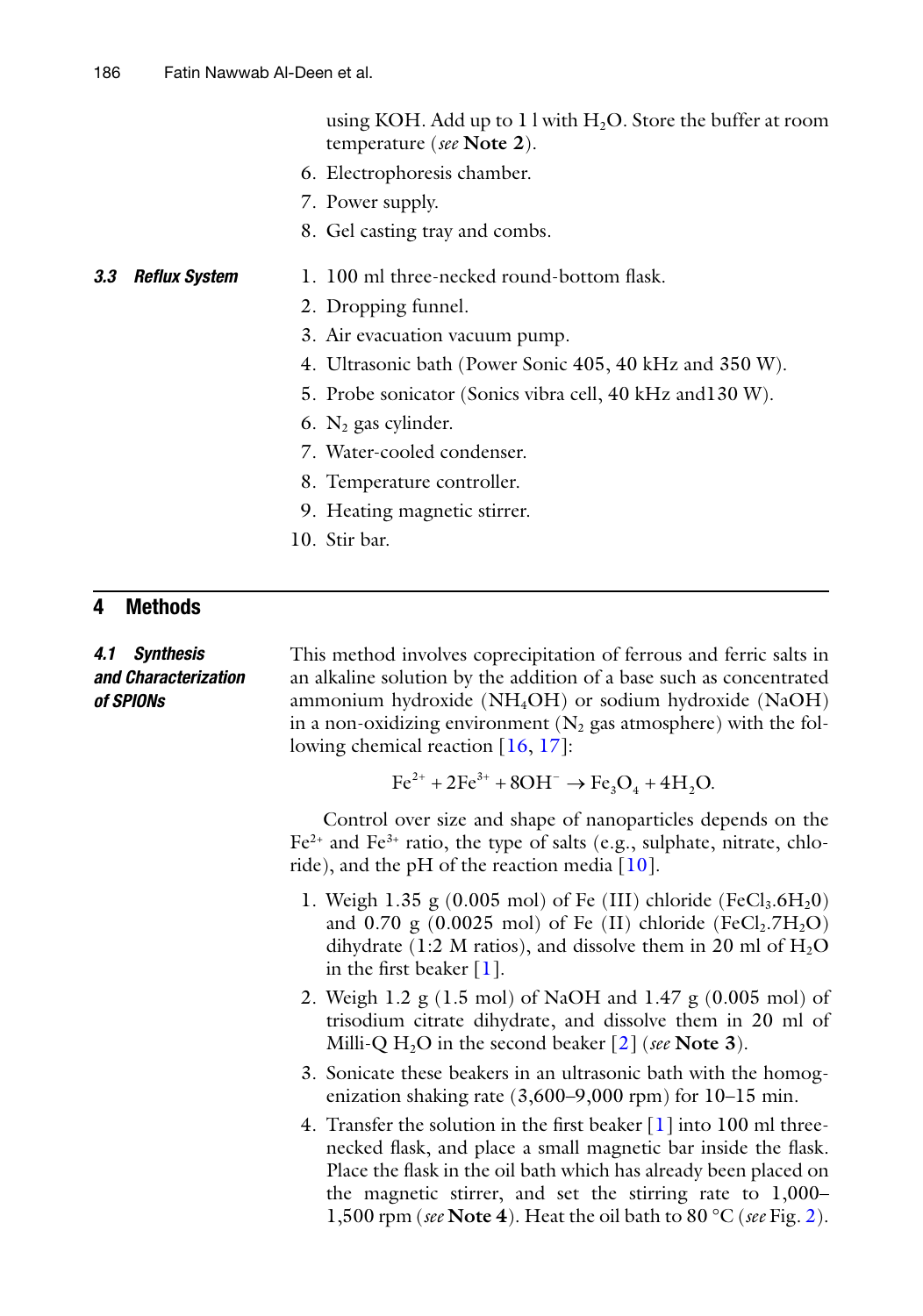using KOH. Add up to 1 l with $H_2O$. Store the buffer at room temperature (*see* **Note 2**).

6. Electrophoresis chamber.
7. Power supply.
8. Gel casting tray and combs.

### 3.3 Reflux System

1. 100 ml three-necked round-bottom flask.
2. Dropping funnel.
3. Air evacuation vacuum pump.
4. Ultrasonic bath (Power Sonic 405, 40 kHz and 350 W).
5. Probe sonicator (Sonics vibra cell, 40 kHz and130 W).
6. $N_2$ gas cylinder.
7. Water-cooled condenser.
8. Temperature controller.
9. Heating magnetic stirrer.
10. Stir bar.

## 4 Methods

### 4.1 Synthesis and Characterization of SPIONs

This method involves coprecipitation of ferrous and ferric salts in an alkaline solution by the addition of a base such as concentrated ammonium hydroxide ($NH_4OH$) or sodium hydroxide (NaOH) in a non-oxidizing environment ($N_2$ gas atmosphere) with the following chemical reaction [16, 17]:

$$Fe^{2+} + 2Fe^{3+} + 8OH^{-} \rightarrow Fe_3O_4 + 4H_2O.$$

Control over size and shape of nanoparticles depends on the $Fe^{2+}$ and $Fe^{3+}$ ratio, the type of salts (e.g., sulphate, nitrate, chloride), and the pH of the reaction media [10].

1. Weigh 1.35 g (0.005 mol) of Fe (III) chloride ($FeCl_3.6H_20$) and 0.70 g (0.0025 mol) of Fe (II) chloride ($FeCl_2.7H_2O$) dihydrate (1:2 M ratios), and dissolve them in 20 ml of $H_2O$ in the first beaker [1].
2. Weigh 1.2 g (1.5 mol) of NaOH and 1.47 g (0.005 mol) of trisodium citrate dihydrate, and dissolve them in 20 ml of Milli-Q $H_2O$ in the second beaker [2] (*see* **Note 3**).
3. Sonicate these beakers in an ultrasonic bath with the homogenization shaking rate (3,600–9,000 rpm) for 10–15 min.
4. Transfer the solution in the first beaker [1] into 100 ml three-necked flask, and place a small magnetic bar inside the flask. Place the flask in the oil bath which has already been placed on the magnetic stirrer, and set the stirring rate to 1,000–1,500 rpm (*see* **Note 4**). Heat the oil bath to 80 °C (*see* Fig. 2).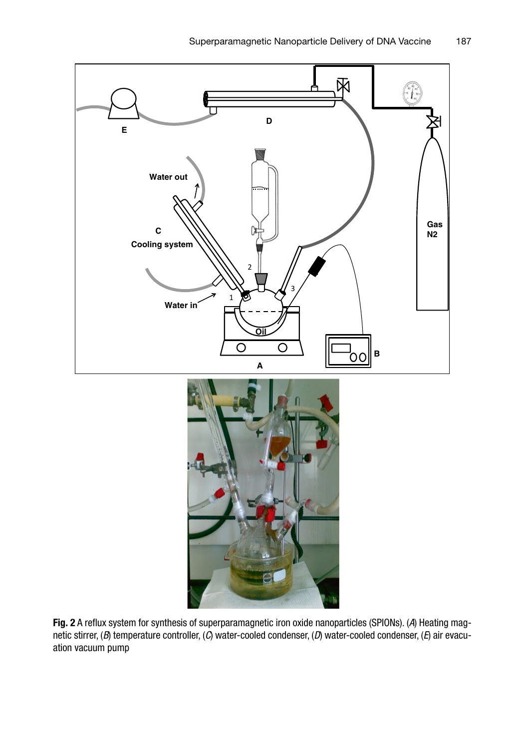**Fig. 2** A reflux system for synthesis of superparamagnetic iron oxide nanoparticles (SPIONs). (*A*) Heating magnetic stirrer, (*B*) temperature controller, (*C*) water-cooled condenser, (*D*) water-cooled condenser, (*E*) air evacuation vacuum pump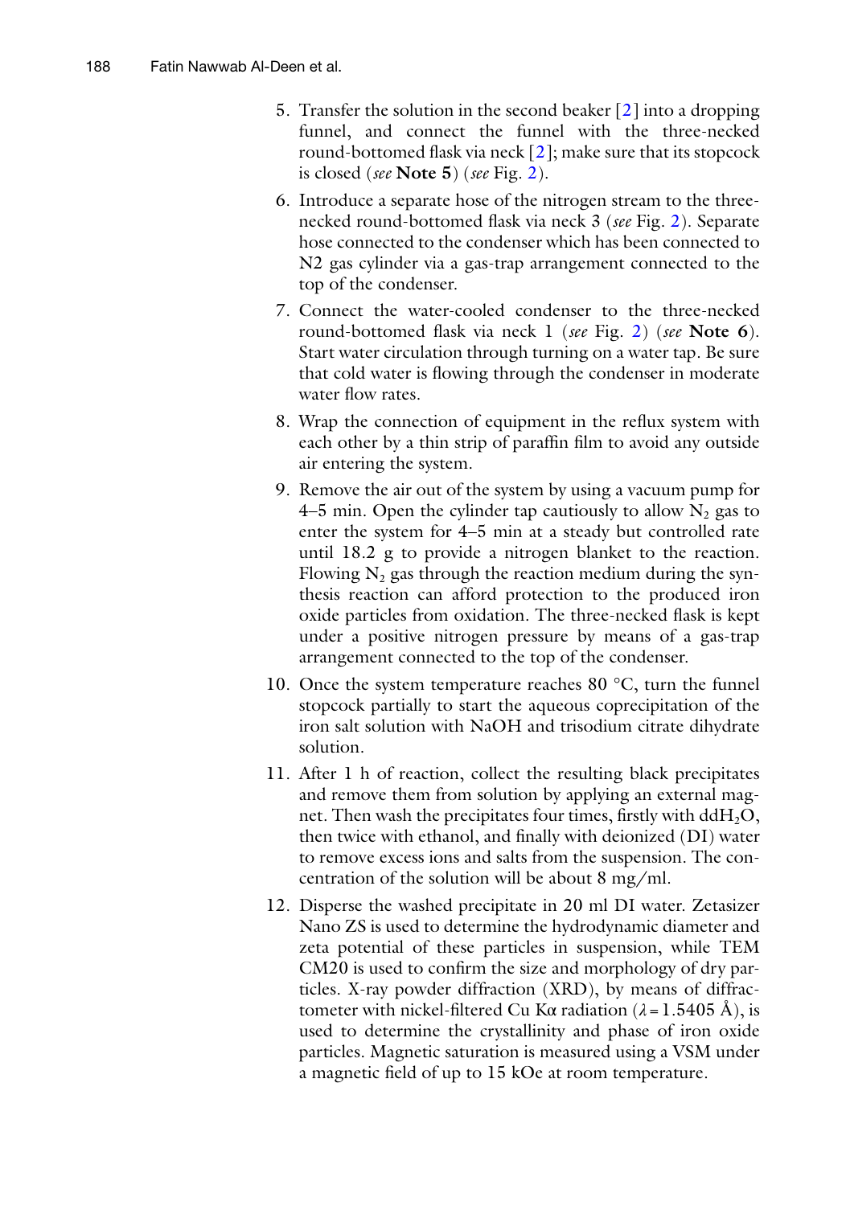5. Transfer the solution in the second beaker [2] into a dropping funnel, and connect the funnel with the three-necked round-bottomed flask via neck [2]; make sure that its stopcock is closed (*see* **Note 5**) (*see* Fig. 2).
6. Introduce a separate hose of the nitrogen stream to the three-necked round-bottomed flask via neck 3 (*see* Fig. 2). Separate hose connected to the condenser which has been connected to N2 gas cylinder via a gas-trap arrangement connected to the top of the condenser.
7. Connect the water-cooled condenser to the three-necked round-bottomed flask via neck 1 (*see* Fig. 2) (*see* **Note 6**). Start water circulation through turning on a water tap. Be sure that cold water is flowing through the condenser in moderate water flow rates.
8. Wrap the connection of equipment in the reflux system with each other by a thin strip of paraffin film to avoid any outside air entering the system.
9. Remove the air out of the system by using a vacuum pump for 4–5 min. Open the cylinder tap cautiously to allow $N_2$ gas to enter the system for 4–5 min at a steady but controlled rate until 18.2 g to provide a nitrogen blanket to the reaction. Flowing $N_2$ gas through the reaction medium during the synthesis reaction can afford protection to the produced iron oxide particles from oxidation. The three-necked flask is kept under a positive nitrogen pressure by means of a gas-trap arrangement connected to the top of the condenser.
10. Once the system temperature reaches 80 °C, turn the funnel stopcock partially to start the aqueous coprecipitation of the iron salt solution with NaOH and trisodium citrate dihydrate solution.
11. After 1 h of reaction, collect the resulting black precipitates and remove them from solution by applying an external magnet. Then wash the precipitates four times, firstly with dd$H_2O$, then twice with ethanol, and finally with deionized (DI) water to remove excess ions and salts from the suspension. The concentration of the solution will be about 8 mg/ml.
12. Disperse the washed precipitate in 20 ml DI water. Zetasizer Nano ZS is used to determine the hydrodynamic diameter and zeta potential of these particles in suspension, while TEM CM20 is used to confirm the size and morphology of dry particles. X-ray powder diffraction (XRD), by means of diffractometer with nickel-filtered Cu Kα radiation ($\lambda = 1.5405$ Å), is used to determine the crystallinity and phase of iron oxide particles. Magnetic saturation is measured using a VSM under a magnetic field of up to 15 kOe at room temperature.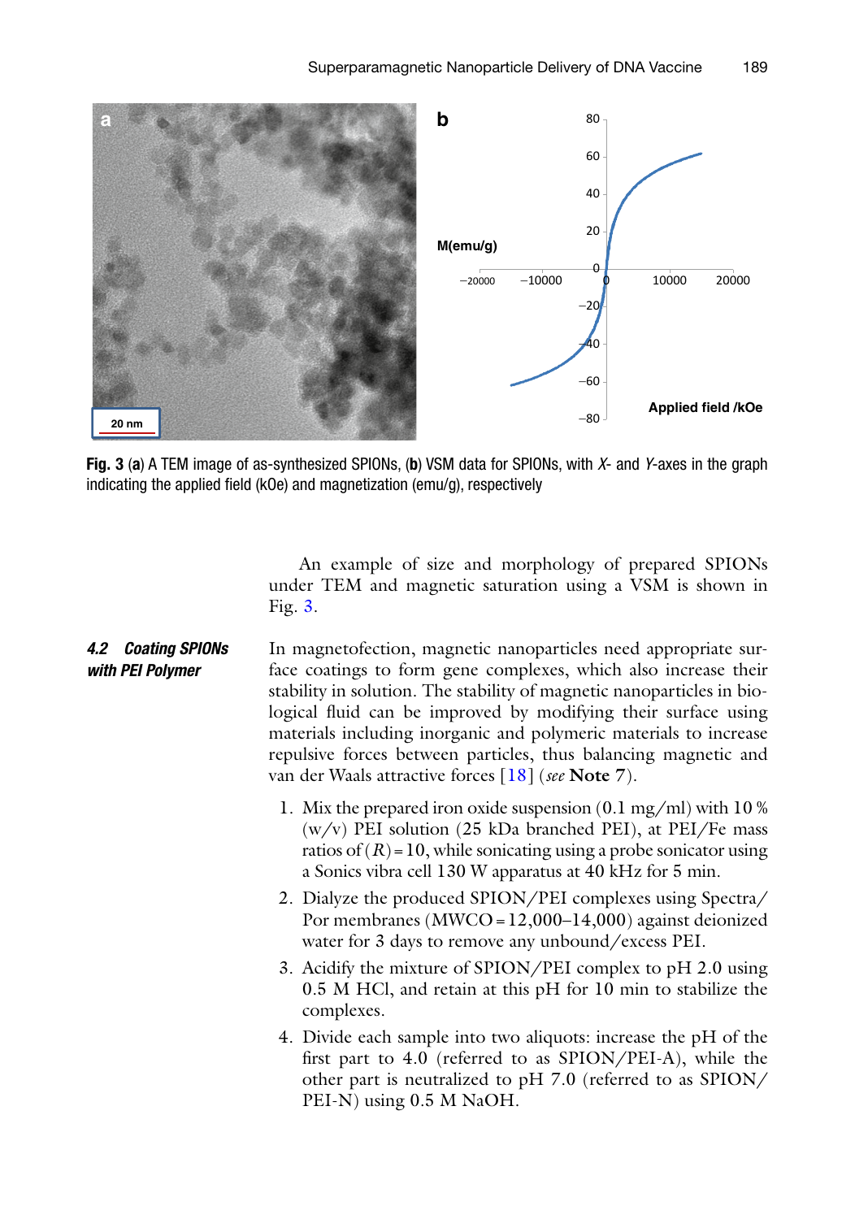**Fig. 3** (**a**) A TEM image of as-synthesized SPIONs, (**b**) VSM data for SPIONs, with *X*- and *Y*-axes in the graph indicating the applied field (kOe) and magnetization (emu/g), respectively

An example of size and morphology of prepared SPIONs under TEM and magnetic saturation using a VSM is shown in Fig. 3.

### 4.2 Coating SPIONs with PEI Polymer

In magnetofection, magnetic nanoparticles need appropriate surface coatings to form gene complexes, which also increase their stability in solution. The stability of magnetic nanoparticles in biological fluid can be improved by modifying their surface using materials including inorganic and polymeric materials to increase repulsive forces between particles, thus balancing magnetic and van der Waals attractive forces [18] (*see* **Note** 7).

1. Mix the prepared iron oxide suspension (0.1 mg/ml) with 10 % (w/v) PEI solution (25 kDa branched PEI), at PEI/Fe mass ratios of $(R) = 10$, while sonicating using a probe sonicator using a Sonics vibra cell 130 W apparatus at 40 kHz for 5 min.
2. Dialyze the produced SPION/PEI complexes using Spectra/Por membranes (MWCO = 12,000–14,000) against deionized water for 3 days to remove any unbound/excess PEI.
3. Acidify the mixture of SPION/PEI complex to pH 2.0 using 0.5 M HCl, and retain at this pH for 10 min to stabilize the complexes.
4. Divide each sample into two aliquots: increase the pH of the first part to 4.0 (referred to as SPION/PEI-A), while the other part is neutralized to pH 7.0 (referred to as SPION/PEI-N) using 0.5 M NaOH.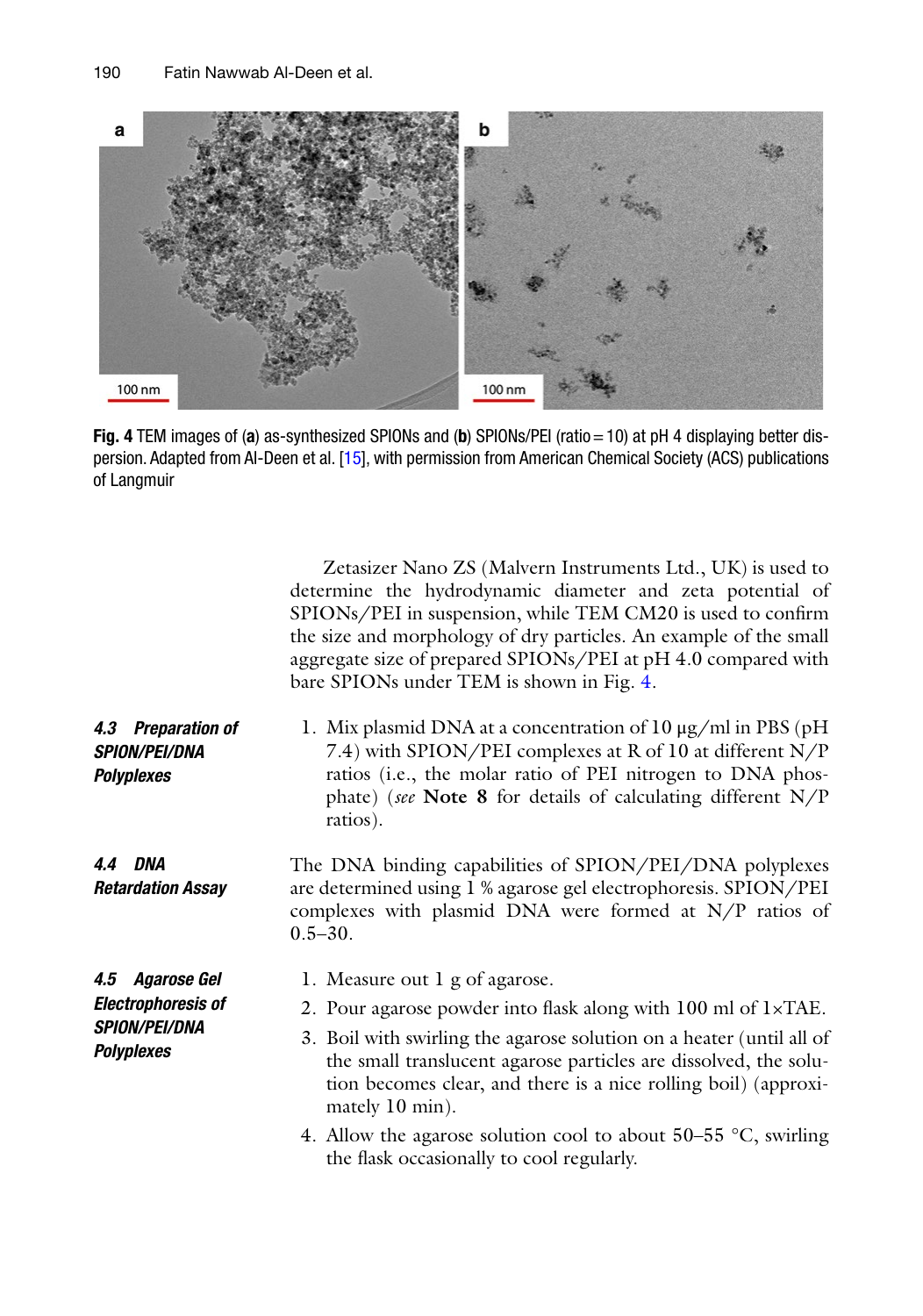Fig. 4 TEM images of (a) as-synthesized SPIONs and (b) SPIONs/PEI (ratio = 10) at pH 4 displaying better dispersion. Adapted from Al-Deen et al. [15], with permission from American Chemical Society (ACS) publications of Langmuir

Zetasizer Nano ZS (Malvern Instruments Ltd., UK) is used to determine the hydrodynamic diameter and zeta potential of SPIONs/PEI in suspension, while TEM CM20 is used to confirm the size and morphology of dry particles. An example of the small aggregate size of prepared SPIONs/PEI at pH 4.0 compared with bare SPIONs under TEM is shown in Fig. 4.

### 4.3 Preparation of SPION/PEI/DNA Polyplexes

1. Mix plasmid DNA at a concentration of 10 μg/ml in PBS (pH 7.4) with SPION/PEI complexes at R of 10 at different N/P ratios (i.e., the molar ratio of PEI nitrogen to DNA phosphate) (*see* **Note 8** for details of calculating different N/P ratios).

### 4.4 DNA Retardation Assay

The DNA binding capabilities of SPION/PEI/DNA polyplexes are determined using 1 % agarose gel electrophoresis. SPION/PEI complexes with plasmid DNA were formed at N/P ratios of 0.5–30.

### 4.5 Agarose Gel Electrophoresis of SPION/PEI/DNA Polyplexes

1. Measure out 1 g of agarose.
2. Pour agarose powder into flask along with 100 ml of 1×TAE.
3. Boil with swirling the agarose solution on a heater (until all of the small translucent agarose particles are dissolved, the solution becomes clear, and there is a nice rolling boil) (approximately 10 min).
4. Allow the agarose solution cool to about 50–55 °C, swirling the flask occasionally to cool regularly.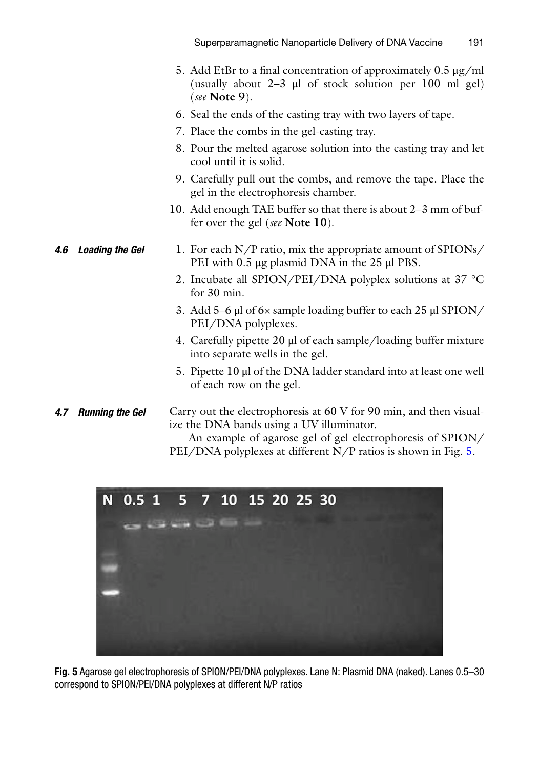5. Add EtBr to a final concentration of approximately 0.5 μg/ml (usually about 2–3 μl of stock solution per 100 ml gel) (*see* **Note 9**).
6. Seal the ends of the casting tray with two layers of tape.
7. Place the combs in the gel-casting tray.
8. Pour the melted agarose solution into the casting tray and let cool until it is solid.
9. Carefully pull out the combs, and remove the tape. Place the gel in the electrophoresis chamber.
10. Add enough TAE buffer so that there is about 2–3 mm of buffer over the gel (*see* **Note 10**).

### 4.6 Loading the Gel

1. For each N/P ratio, mix the appropriate amount of SPIONs/PEI with 0.5 μg plasmid DNA in the 25 μl PBS.
2. Incubate all SPION/PEI/DNA polyplex solutions at 37 °C for 30 min.
3. Add 5–6 μl of 6× sample loading buffer to each 25 μl SPION/PEI/DNA polyplexes.
4. Carefully pipette 20 μl of each sample/loading buffer mixture into separate wells in the gel.
5. Pipette 10 μl of the DNA ladder standard into at least one well of each row on the gel.

### 4.7 Running the Gel

Carry out the electrophoresis at 60 V for 90 min, and then visualize the DNA bands using a UV illuminator.

An example of agarose gel of gel electrophoresis of SPION/PEI/DNA polyplexes at different N/P ratios is shown in Fig. 5.

**Fig. 5** Agarose gel electrophoresis of SPION/PEI/DNA polyplexes. Lane N: Plasmid DNA (naked). Lanes 0.5–30 correspond to SPION/PEI/DNA polyplexes at different N/P ratios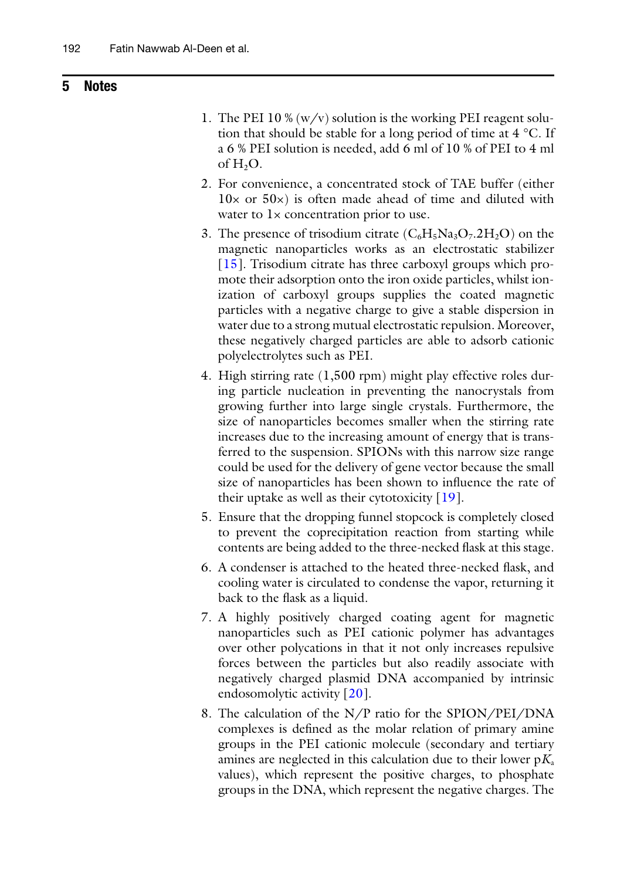## 5 Notes

1. The PEI 10 % (w/v) solution is the working PEI reagent solution that should be stable for a long period of time at 4 °C. If a 6 % PEI solution is needed, add 6 ml of 10 % of PEI to 4 ml of $H_2O$.

2. For convenience, a concentrated stock of TAE buffer (either 10× or 50×) is often made ahead of time and diluted with water to 1× concentration prior to use.

3. The presence of trisodium citrate ($C_6H_5Na_3O_7.2H_2O$) on the magnetic nanoparticles works as an electrostatic stabilizer [15]. Trisodium citrate has three carboxyl groups which promote their adsorption onto the iron oxide particles, whilst ionization of carboxyl groups supplies the coated magnetic particles with a negative charge to give a stable dispersion in water due to a strong mutual electrostatic repulsion. Moreover, these negatively charged particles are able to adsorb cationic polyelectrolytes such as PEI.

4. High stirring rate (1,500 rpm) might play effective roles during particle nucleation in preventing the nanocrystals from growing further into large single crystals. Furthermore, the size of nanoparticles becomes smaller when the stirring rate increases due to the increasing amount of energy that is transferred to the suspension. SPIONs with this narrow size range could be used for the delivery of gene vector because the small size of nanoparticles has been shown to influence the rate of their uptake as well as their cytotoxicity [19].

5. Ensure that the dropping funnel stopcock is completely closed to prevent the coprecipitation reaction from starting while contents are being added to the three-necked flask at this stage.

6. A condenser is attached to the heated three-necked flask, and cooling water is circulated to condense the vapor, returning it back to the flask as a liquid.

7. A highly positively charged coating agent for magnetic nanoparticles such as PEI cationic polymer has advantages over other polycations in that it not only increases repulsive forces between the particles but also readily associate with negatively charged plasmid DNA accompanied by intrinsic endosomolytic activity [20].

8. The calculation of the N/P ratio for the SPION/PEI/DNA complexes is defined as the molar relation of primary amine groups in the PEI cationic molecule (secondary and tertiary amines are neglected in this calculation due to their lower $pK_a$ values), which represent the positive charges, to phosphate groups in the DNA, which represent the negative charges. The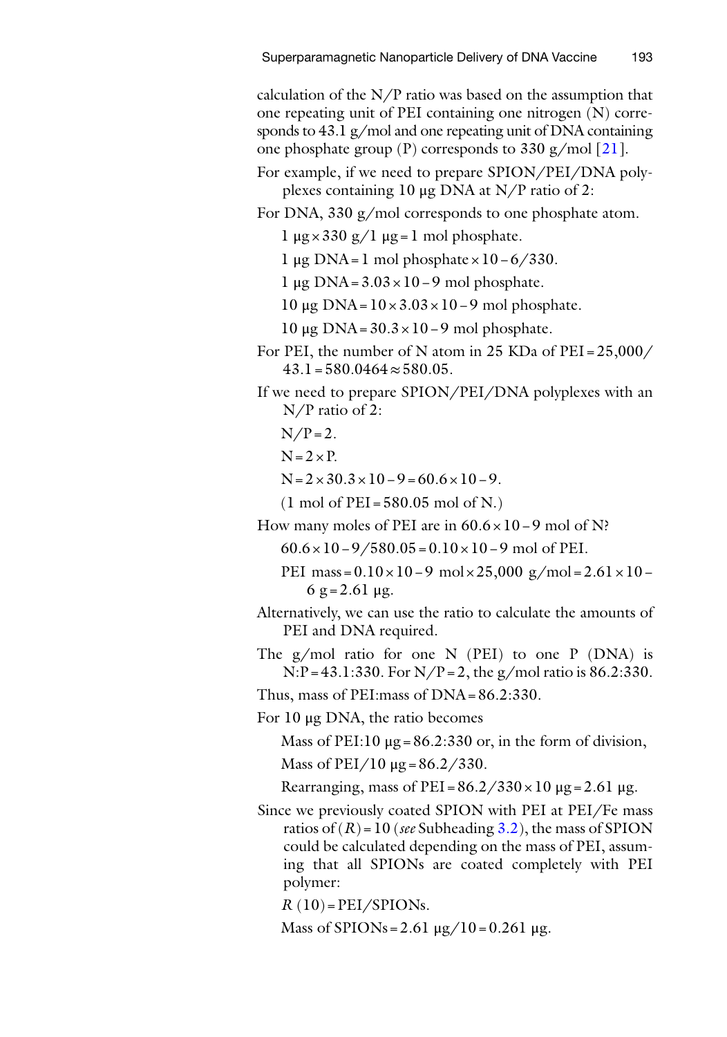calculation of the N/P ratio was based on the assumption that one repeating unit of PEI containing one nitrogen (N) corresponds to 43.1 g/mol and one repeating unit of DNA containing one phosphate group (P) corresponds to 330 g/mol [21].

For example, if we need to prepare SPION/PEI/DNA polyplexes containing 10 μg DNA at N/P ratio of 2:

For DNA, 330 g/mol corresponds to one phosphate atom.

1 μg × 330 g/1 μg = 1 mol phosphate.

1 μg DNA = 1 mol phosphate × 10 – 6/330.

1 μg DNA = 3.03 × 10 – 9 mol phosphate.

10 μg DNA = 10 × 3.03 × 10 – 9 mol phosphate.

10 μg DNA = 30.3 × 10 – 9 mol phosphate.

For PEI, the number of N atom in 25 KDa of PEI = 25,000/43.1 = 580.0464 ≈ 580.05.

If we need to prepare SPION/PEI/DNA polyplexes with an N/P ratio of 2:

N/P = 2.

N = 2 × P.

N = 2 × 30.3 × 10 – 9 = 60.6 × 10 – 9.

(1 mol of PEI = 580.05 mol of N.)

How many moles of PEI are in 60.6 × 10 – 9 mol of N?

60.6 × 10 – 9/580.05 = 0.10 × 10 – 9 mol of PEI.

PEI mass = 0.10 × 10 – 9 mol × 25,000 g/mol = 2.61 × 10 – 6 g = 2.61 μg.

Alternatively, we can use the ratio to calculate the amounts of PEI and DNA required.

The g/mol ratio for one N (PEI) to one P (DNA) is N:P = 43.1:330. For N/P = 2, the g/mol ratio is 86.2:330.

Thus, mass of PEI:mass of DNA = 86.2:330.

For 10 μg DNA, the ratio becomes

Mass of PEI:10 μg = 86.2:330 or, in the form of division,

Mass of PEI/10 μg = 86.2/330.

Rearranging, mass of PEI = 86.2/330 × 10 μg = 2.61 μg.

Since we previously coated SPION with PEI at PEI/Fe mass ratios of ($R$) = 10 (*see* Subheading 3.2), the mass of SPION could be calculated depending on the mass of PEI, assuming that all SPIONs are coated completely with PEI polymer:

$R$ (10) = PEI/SPIONs.

Mass of SPIONs = 2.61 μg/10 = 0.261 μg.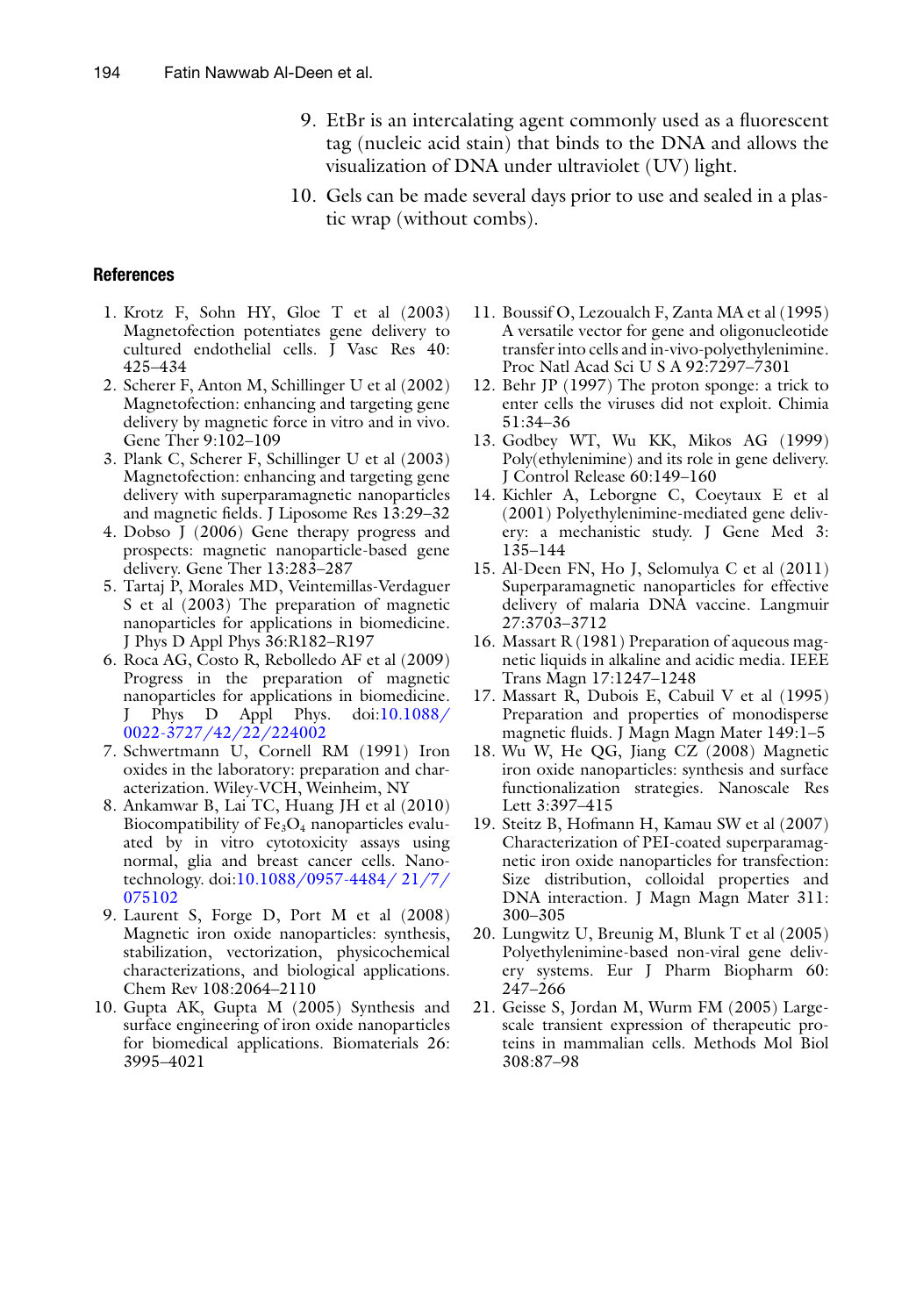9. EtBr is an intercalating agent commonly used as a fluorescent tag (nucleic acid stain) that binds to the DNA and allows the visualization of DNA under ultraviolet (UV) light.
10. Gels can be made several days prior to use and sealed in a plastic wrap (without combs).

## References

1. Krotz F, Sohn HY, Gloe T et al (2003) Magnetofection potentiates gene delivery to cultured endothelial cells. J Vasc Res 40: 425–434
2. Scherer F, Anton M, Schillinger U et al (2002) Magnetofection: enhancing and targeting gene delivery by magnetic force in vitro and in vivo. Gene Ther 9:102–109
3. Plank C, Scherer F, Schillinger U et al (2003) Magnetofection: enhancing and targeting gene delivery with superparamagnetic nanoparticles and magnetic fields. J Liposome Res 13:29–32
4. Dobso J (2006) Gene therapy progress and prospects: magnetic nanoparticle-based gene delivery. Gene Ther 13:283–287
5. Tartaj P, Morales MD, Veintemillas-Verdaguer S et al (2003) The preparation of magnetic nanoparticles for applications in biomedicine. J Phys D Appl Phys 36:R182–R197
6. Roca AG, Costo R, Rebolledo AF et al (2009) Progress in the preparation of magnetic nanoparticles for applications in biomedicine. J Phys D Appl Phys. doi:10.1088/0022-3727/42/22/224002
7. Schwertmann U, Cornell RM (1991) Iron oxides in the laboratory: preparation and characterization. Wiley-VCH, Weinheim, NY
8. Ankamwar B, Lai TC, Huang JH et al (2010) Biocompatibility of $Fe_3O_4$ nanoparticles evaluated by in vitro cytotoxicity assays using normal, glia and breast cancer cells. Nanotechnology. doi:10.1088/0957-4484/ 21/7/075102
9. Laurent S, Forge D, Port M et al (2008) Magnetic iron oxide nanoparticles: synthesis, stabilization, vectorization, physicochemical characterizations, and biological applications. Chem Rev 108:2064–2110
10. Gupta AK, Gupta M (2005) Synthesis and surface engineering of iron oxide nanoparticles for biomedical applications. Biomaterials 26: 3995–4021
11. Boussif O, Lezoualch F, Zanta MA et al (1995) A versatile vector for gene and oligonucleotide transfer into cells and in-vivo-polyethylenimine. Proc Natl Acad Sci U S A 92:7297–7301
12. Behr JP (1997) The proton sponge: a trick to enter cells the viruses did not exploit. Chimia 51:34–36
13. Godbey WT, Wu KK, Mikos AG (1999) Poly(ethylenimine) and its role in gene delivery. J Control Release 60:149–160
14. Kichler A, Leborgne C, Coeytaux E et al (2001) Polyethylenimine-mediated gene delivery: a mechanistic study. J Gene Med 3: 135–144
15. Al-Deen FN, Ho J, Selomulya C et al (2011) Superparamagnetic nanoparticles for effective delivery of malaria DNA vaccine. Langmuir 27:3703–3712
16. Massart R (1981) Preparation of aqueous magnetic liquids in alkaline and acidic media. IEEE Trans Magn 17:1247–1248
17. Massart R, Dubois E, Cabuil V et al (1995) Preparation and properties of monodisperse magnetic fluids. J Magn Magn Mater 149:1–5
18. Wu W, He QG, Jiang CZ (2008) Magnetic iron oxide nanoparticles: synthesis and surface functionalization strategies. Nanoscale Res Lett 3:397–415
19. Steitz B, Hofmann H, Kamau SW et al (2007) Characterization of PEI-coated superparamagnetic iron oxide nanoparticles for transfection: Size distribution, colloidal properties and DNA interaction. J Magn Magn Mater 311: 300–305
20. Lungwitz U, Breunig M, Blunk T et al (2005) Polyethylenimine-based non-viral gene delivery systems. Eur J Pharm Biopharm 60: 247–266
21. Geisse S, Jordan M, Wurm FM (2005) Large-scale transient expression of therapeutic proteins in mammalian cells. Methods Mol Biol 308:87–98